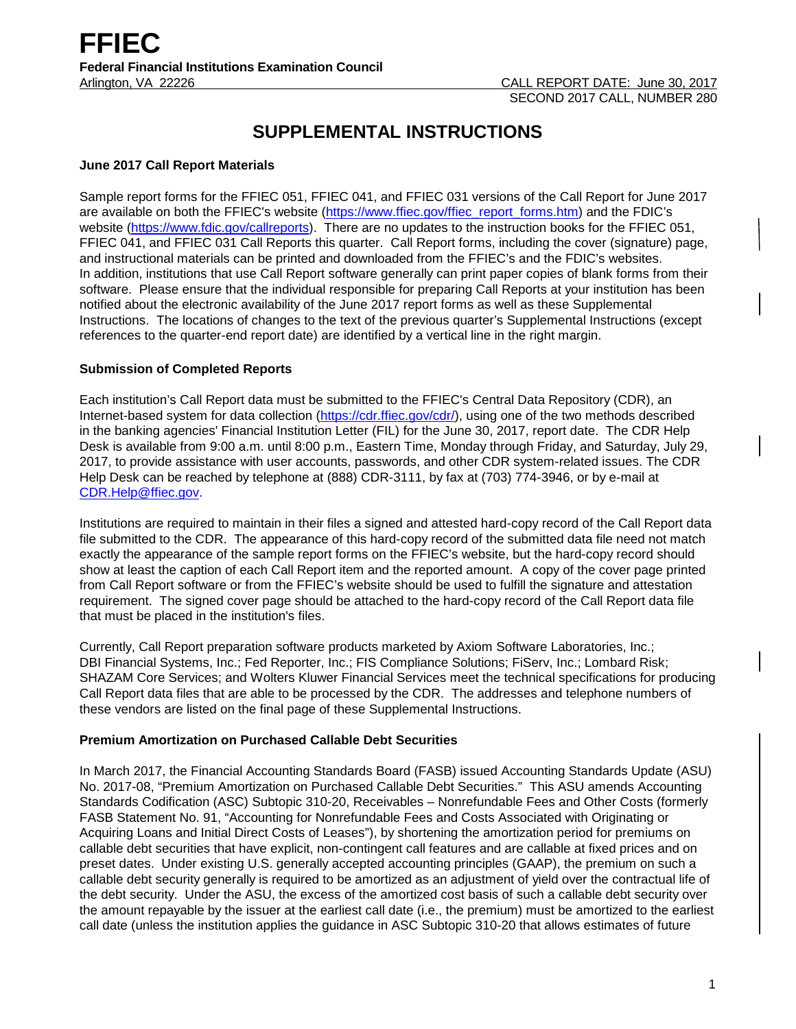# FFIEC

**Federal Financial Institutions Examination Council**

Arlington, VA 22226

CALL REPORT DATE: June 30, 2017
SECOND 2017 CALL, NUMBER 280

## SUPPLEMENTAL INSTRUCTIONS

### June 2017 Call Report Materials

Sample report forms for the FFIEC 051, FFIEC 041, and FFIEC 031 versions of the Call Report for June 2017 are available on both the FFIEC's website (https://www.ffiec.gov/ffiec_report_forms.htm) and the FDIC's website (https://www.fdic.gov/callreports). There are no updates to the instruction books for the FFIEC 051, FFIEC 041, and FFIEC 031 Call Reports this quarter. Call Report forms, including the cover (signature) page, and instructional materials can be printed and downloaded from the FFIEC's and the FDIC's websites. In addition, institutions that use Call Report software generally can print paper copies of blank forms from their software. Please ensure that the individual responsible for preparing Call Reports at your institution has been notified about the electronic availability of the June 2017 report forms as well as these Supplemental Instructions. The locations of changes to the text of the previous quarter's Supplemental Instructions (except references to the quarter-end report date) are identified by a vertical line in the right margin.

### Submission of Completed Reports

Each institution's Call Report data must be submitted to the FFIEC's Central Data Repository (CDR), an Internet-based system for data collection (https://cdr.ffiec.gov/cdr/), using one of the two methods described in the banking agencies' Financial Institution Letter (FIL) for the June 30, 2017, report date. The CDR Help Desk is available from 9:00 a.m. until 8:00 p.m., Eastern Time, Monday through Friday, and Saturday, July 29, 2017, to provide assistance with user accounts, passwords, and other CDR system-related issues. The CDR Help Desk can be reached by telephone at (888) CDR-3111, by fax at (703) 774-3946, or by e-mail at CDR.Help@ffiec.gov.

Institutions are required to maintain in their files a signed and attested hard-copy record of the Call Report data file submitted to the CDR. The appearance of this hard-copy record of the submitted data file need not match exactly the appearance of the sample report forms on the FFIEC's website, but the hard-copy record should show at least the caption of each Call Report item and the reported amount. A copy of the cover page printed from Call Report software or from the FFIEC's website should be used to fulfill the signature and attestation requirement. The signed cover page should be attached to the hard-copy record of the Call Report data file that must be placed in the institution's files.

Currently, Call Report preparation software products marketed by Axiom Software Laboratories, Inc.; DBI Financial Systems, Inc.; Fed Reporter, Inc.; FIS Compliance Solutions; FiServ, Inc.; Lombard Risk; SHAZAM Core Services; and Wolters Kluwer Financial Services meet the technical specifications for producing Call Report data files that are able to be processed by the CDR. The addresses and telephone numbers of these vendors are listed on the final page of these Supplemental Instructions.

### Premium Amortization on Purchased Callable Debt Securities

In March 2017, the Financial Accounting Standards Board (FASB) issued Accounting Standards Update (ASU) No. 2017-08, "Premium Amortization on Purchased Callable Debt Securities." This ASU amends Accounting Standards Codification (ASC) Subtopic 310-20, Receivables – Nonrefundable Fees and Other Costs (formerly FASB Statement No. 91, "Accounting for Nonrefundable Fees and Costs Associated with Originating or Acquiring Loans and Initial Direct Costs of Leases"), by shortening the amortization period for premiums on callable debt securities that have explicit, non-contingent call features and are callable at fixed prices and on preset dates. Under existing U.S. generally accepted accounting principles (GAAP), the premium on such a callable debt security generally is required to be amortized as an adjustment of yield over the contractual life of the debt security. Under the ASU, the excess of the amortized cost basis of such a callable debt security over the amount repayable by the issuer at the earliest call date (i.e., the premium) must be amortized to the earliest call date (unless the institution applies the guidance in ASC Subtopic 310-20 that allows estimates of future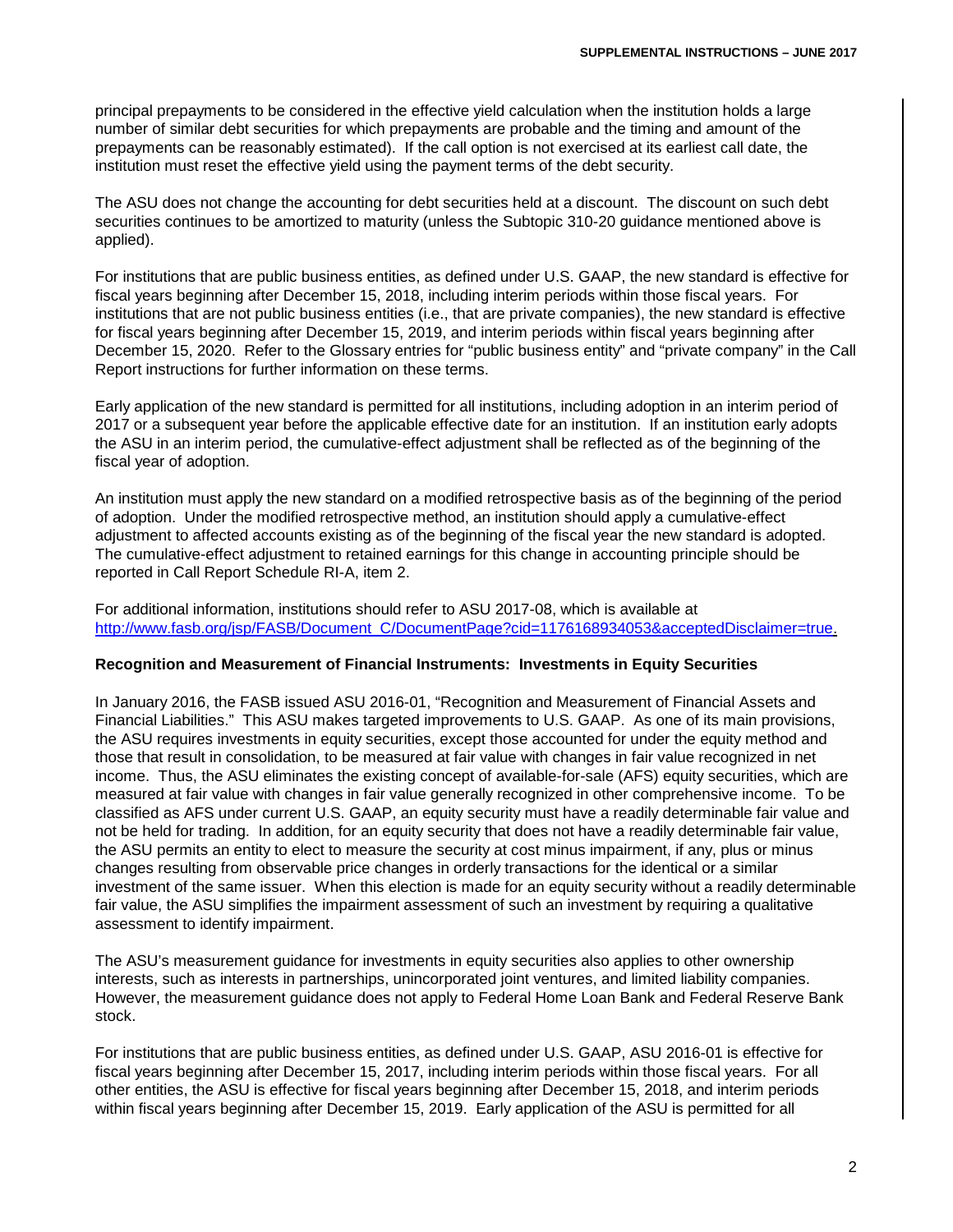principal prepayments to be considered in the effective yield calculation when the institution holds a large number of similar debt securities for which prepayments are probable and the timing and amount of the prepayments can be reasonably estimated). If the call option is not exercised at its earliest call date, the institution must reset the effective yield using the payment terms of the debt security.

The ASU does not change the accounting for debt securities held at a discount. The discount on such debt securities continues to be amortized to maturity (unless the Subtopic 310-20 guidance mentioned above is applied).

For institutions that are public business entities, as defined under U.S. GAAP, the new standard is effective for fiscal years beginning after December 15, 2018, including interim periods within those fiscal years. For institutions that are not public business entities (i.e., that are private companies), the new standard is effective for fiscal years beginning after December 15, 2019, and interim periods within fiscal years beginning after December 15, 2020. Refer to the Glossary entries for "public business entity" and "private company" in the Call Report instructions for further information on these terms.

Early application of the new standard is permitted for all institutions, including adoption in an interim period of 2017 or a subsequent year before the applicable effective date for an institution. If an institution early adopts the ASU in an interim period, the cumulative-effect adjustment shall be reflected as of the beginning of the fiscal year of adoption.

An institution must apply the new standard on a modified retrospective basis as of the beginning of the period of adoption. Under the modified retrospective method, an institution should apply a cumulative-effect adjustment to affected accounts existing as of the beginning of the fiscal year the new standard is adopted. The cumulative-effect adjustment to retained earnings for this change in accounting principle should be reported in Call Report Schedule RI-A, item 2.

For additional information, institutions should refer to ASU 2017-08, which is available at [http://www.fasb.org/jsp/FASB/Document_C/DocumentPage?cid=1176168934053&acceptedDisclaimer=true](http://www.fasb.org/jsp/FASB/Document_C/DocumentPage?cid=1176168934053&acceptedDisclaimer=true).

**Recognition and Measurement of Financial Instruments: Investments in Equity Securities**

In January 2016, the FASB issued ASU 2016-01, "Recognition and Measurement of Financial Assets and Financial Liabilities." This ASU makes targeted improvements to U.S. GAAP. As one of its main provisions, the ASU requires investments in equity securities, except those accounted for under the equity method and those that result in consolidation, to be measured at fair value with changes in fair value recognized in net income. Thus, the ASU eliminates the existing concept of available-for-sale (AFS) equity securities, which are measured at fair value with changes in fair value generally recognized in other comprehensive income. To be classified as AFS under current U.S. GAAP, an equity security must have a readily determinable fair value and not be held for trading. In addition, for an equity security that does not have a readily determinable fair value, the ASU permits an entity to elect to measure the security at cost minus impairment, if any, plus or minus changes resulting from observable price changes in orderly transactions for the identical or a similar investment of the same issuer. When this election is made for an equity security without a readily determinable fair value, the ASU simplifies the impairment assessment of such an investment by requiring a qualitative assessment to identify impairment.

The ASU's measurement guidance for investments in equity securities also applies to other ownership interests, such as interests in partnerships, unincorporated joint ventures, and limited liability companies. However, the measurement guidance does not apply to Federal Home Loan Bank and Federal Reserve Bank stock.

For institutions that are public business entities, as defined under U.S. GAAP, ASU 2016-01 is effective for fiscal years beginning after December 15, 2017, including interim periods within those fiscal years. For all other entities, the ASU is effective for fiscal years beginning after December 15, 2018, and interim periods within fiscal years beginning after December 15, 2019. Early application of the ASU is permitted for all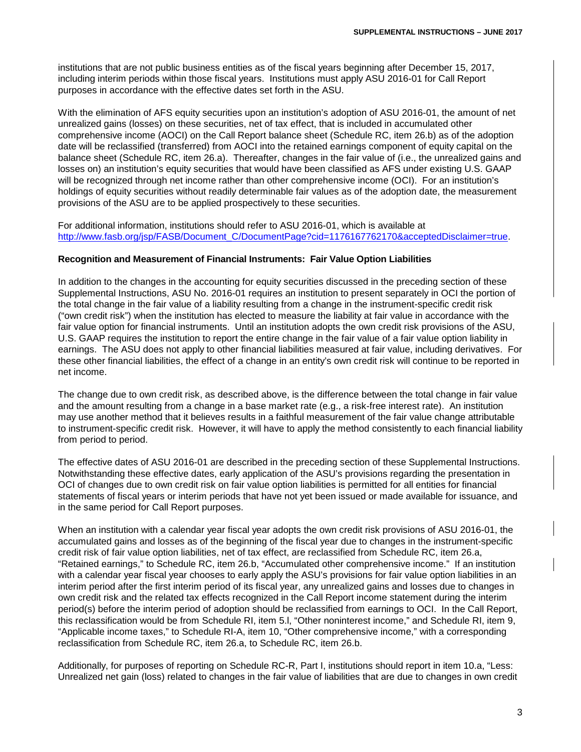institutions that are not public business entities as of the fiscal years beginning after December 15, 2017, including interim periods within those fiscal years. Institutions must apply ASU 2016-01 for Call Report purposes in accordance with the effective dates set forth in the ASU.

With the elimination of AFS equity securities upon an institution's adoption of ASU 2016-01, the amount of net unrealized gains (losses) on these securities, net of tax effect, that is included in accumulated other comprehensive income (AOCI) on the Call Report balance sheet (Schedule RC, item 26.b) as of the adoption date will be reclassified (transferred) from AOCI into the retained earnings component of equity capital on the balance sheet (Schedule RC, item 26.a). Thereafter, changes in the fair value of (i.e., the unrealized gains and losses on) an institution's equity securities that would have been classified as AFS under existing U.S. GAAP will be recognized through net income rather than other comprehensive income (OCI). For an institution's holdings of equity securities without readily determinable fair values as of the adoption date, the measurement provisions of the ASU are to be applied prospectively to these securities.

For additional information, institutions should refer to ASU 2016-01, which is available at http://www.fasb.org/jsp/FASB/Document_C/DocumentPage?cid=1176167762170&acceptedDisclaimer=true.

**Recognition and Measurement of Financial Instruments: Fair Value Option Liabilities**

In addition to the changes in the accounting for equity securities discussed in the preceding section of these Supplemental Instructions, ASU No. 2016-01 requires an institution to present separately in OCI the portion of the total change in the fair value of a liability resulting from a change in the instrument-specific credit risk ("own credit risk") when the institution has elected to measure the liability at fair value in accordance with the fair value option for financial instruments. Until an institution adopts the own credit risk provisions of the ASU, U.S. GAAP requires the institution to report the entire change in the fair value of a fair value option liability in earnings. The ASU does not apply to other financial liabilities measured at fair value, including derivatives. For these other financial liabilities, the effect of a change in an entity's own credit risk will continue to be reported in net income.

The change due to own credit risk, as described above, is the difference between the total change in fair value and the amount resulting from a change in a base market rate (e.g., a risk-free interest rate). An institution may use another method that it believes results in a faithful measurement of the fair value change attributable to instrument-specific credit risk. However, it will have to apply the method consistently to each financial liability from period to period.

The effective dates of ASU 2016-01 are described in the preceding section of these Supplemental Instructions. Notwithstanding these effective dates, early application of the ASU's provisions regarding the presentation in OCI of changes due to own credit risk on fair value option liabilities is permitted for all entities for financial statements of fiscal years or interim periods that have not yet been issued or made available for issuance, and in the same period for Call Report purposes.

When an institution with a calendar year fiscal year adopts the own credit risk provisions of ASU 2016-01, the accumulated gains and losses as of the beginning of the fiscal year due to changes in the instrument-specific credit risk of fair value option liabilities, net of tax effect, are reclassified from Schedule RC, item 26.a, "Retained earnings," to Schedule RC, item 26.b, "Accumulated other comprehensive income." If an institution with a calendar year fiscal year chooses to early apply the ASU's provisions for fair value option liabilities in an interim period after the first interim period of its fiscal year, any unrealized gains and losses due to changes in own credit risk and the related tax effects recognized in the Call Report income statement during the interim period(s) before the interim period of adoption should be reclassified from earnings to OCI. In the Call Report, this reclassification would be from Schedule RI, item 5.l, "Other noninterest income," and Schedule RI, item 9, "Applicable income taxes," to Schedule RI-A, item 10, "Other comprehensive income," with a corresponding reclassification from Schedule RC, item 26.a, to Schedule RC, item 26.b.

Additionally, for purposes of reporting on Schedule RC-R, Part I, institutions should report in item 10.a, "Less: Unrealized net gain (loss) related to changes in the fair value of liabilities that are due to changes in own credit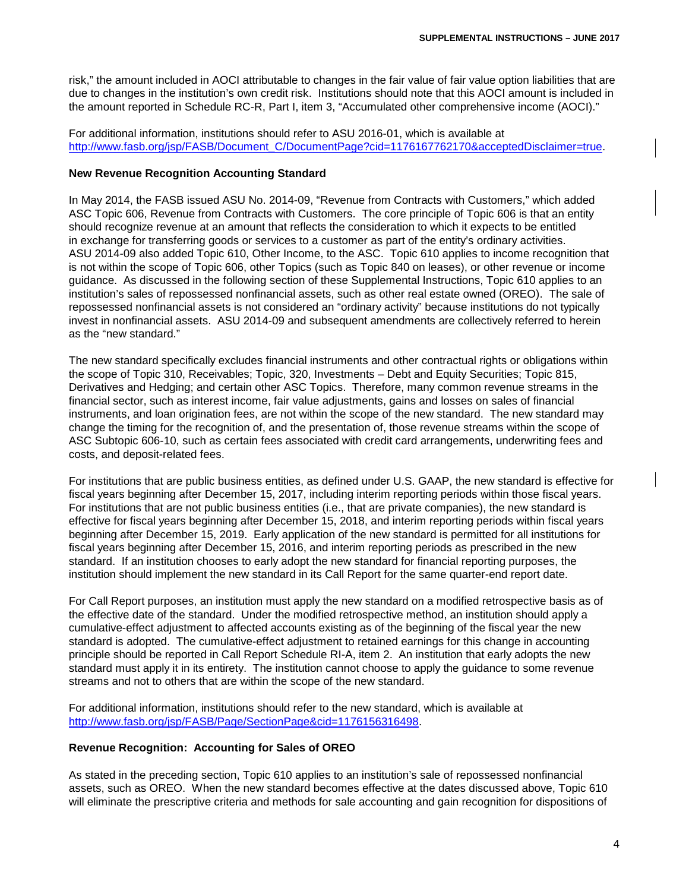risk," the amount included in AOCI attributable to changes in the fair value of fair value option liabilities that are due to changes in the institution's own credit risk. Institutions should note that this AOCI amount is included in the amount reported in Schedule RC-R, Part I, item 3, "Accumulated other comprehensive income (AOCI)."

For additional information, institutions should refer to ASU 2016-01, which is available at http://www.fasb.org/jsp/FASB/Document_C/DocumentPage?cid=1176167762170&acceptedDisclaimer=true.

**New Revenue Recognition Accounting Standard**

In May 2014, the FASB issued ASU No. 2014-09, "Revenue from Contracts with Customers," which added ASC Topic 606, Revenue from Contracts with Customers. The core principle of Topic 606 is that an entity should recognize revenue at an amount that reflects the consideration to which it expects to be entitled in exchange for transferring goods or services to a customer as part of the entity's ordinary activities. ASU 2014-09 also added Topic 610, Other Income, to the ASC. Topic 610 applies to income recognition that is not within the scope of Topic 606, other Topics (such as Topic 840 on leases), or other revenue or income guidance. As discussed in the following section of these Supplemental Instructions, Topic 610 applies to an institution's sales of repossessed nonfinancial assets, such as other real estate owned (OREO). The sale of repossessed nonfinancial assets is not considered an "ordinary activity" because institutions do not typically invest in nonfinancial assets. ASU 2014-09 and subsequent amendments are collectively referred to herein as the "new standard."

The new standard specifically excludes financial instruments and other contractual rights or obligations within the scope of Topic 310, Receivables; Topic, 320, Investments – Debt and Equity Securities; Topic 815, Derivatives and Hedging; and certain other ASC Topics. Therefore, many common revenue streams in the financial sector, such as interest income, fair value adjustments, gains and losses on sales of financial instruments, and loan origination fees, are not within the scope of the new standard. The new standard may change the timing for the recognition of, and the presentation of, those revenue streams within the scope of ASC Subtopic 606-10, such as certain fees associated with credit card arrangements, underwriting fees and costs, and deposit-related fees.

For institutions that are public business entities, as defined under U.S. GAAP, the new standard is effective for fiscal years beginning after December 15, 2017, including interim reporting periods within those fiscal years. For institutions that are not public business entities (i.e., that are private companies), the new standard is effective for fiscal years beginning after December 15, 2018, and interim reporting periods within fiscal years beginning after December 15, 2019. Early application of the new standard is permitted for all institutions for fiscal years beginning after December 15, 2016, and interim reporting periods as prescribed in the new standard. If an institution chooses to early adopt the new standard for financial reporting purposes, the institution should implement the new standard in its Call Report for the same quarter-end report date.

For Call Report purposes, an institution must apply the new standard on a modified retrospective basis as of the effective date of the standard. Under the modified retrospective method, an institution should apply a cumulative-effect adjustment to affected accounts existing as of the beginning of the fiscal year the new standard is adopted. The cumulative-effect adjustment to retained earnings for this change in accounting principle should be reported in Call Report Schedule RI-A, item 2. An institution that early adopts the new standard must apply it in its entirety. The institution cannot choose to apply the guidance to some revenue streams and not to others that are within the scope of the new standard.

For additional information, institutions should refer to the new standard, which is available at http://www.fasb.org/jsp/FASB/Page/SectionPage&cid=1176156316498.

**Revenue Recognition: Accounting for Sales of OREO**

As stated in the preceding section, Topic 610 applies to an institution's sale of repossessed nonfinancial assets, such as OREO. When the new standard becomes effective at the dates discussed above, Topic 610 will eliminate the prescriptive criteria and methods for sale accounting and gain recognition for dispositions of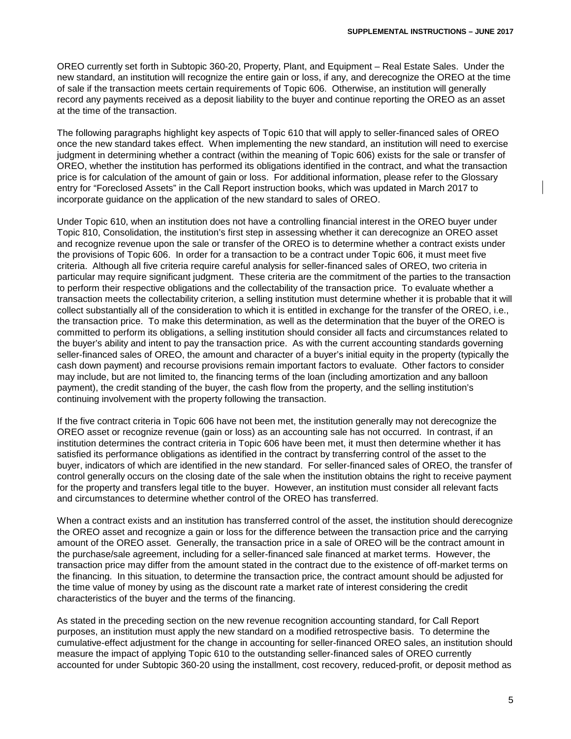OREO currently set forth in Subtopic 360-20, Property, Plant, and Equipment – Real Estate Sales. Under the new standard, an institution will recognize the entire gain or loss, if any, and derecognize the OREO at the time of sale if the transaction meets certain requirements of Topic 606. Otherwise, an institution will generally record any payments received as a deposit liability to the buyer and continue reporting the OREO as an asset at the time of the transaction.

The following paragraphs highlight key aspects of Topic 610 that will apply to seller-financed sales of OREO once the new standard takes effect. When implementing the new standard, an institution will need to exercise judgment in determining whether a contract (within the meaning of Topic 606) exists for the sale or transfer of OREO, whether the institution has performed its obligations identified in the contract, and what the transaction price is for calculation of the amount of gain or loss. For additional information, please refer to the Glossary entry for "Foreclosed Assets" in the Call Report instruction books, which was updated in March 2017 to incorporate guidance on the application of the new standard to sales of OREO.

Under Topic 610, when an institution does not have a controlling financial interest in the OREO buyer under Topic 810, Consolidation, the institution's first step in assessing whether it can derecognize an OREO asset and recognize revenue upon the sale or transfer of the OREO is to determine whether a contract exists under the provisions of Topic 606. In order for a transaction to be a contract under Topic 606, it must meet five criteria. Although all five criteria require careful analysis for seller-financed sales of OREO, two criteria in particular may require significant judgment. These criteria are the commitment of the parties to the transaction to perform their respective obligations and the collectability of the transaction price. To evaluate whether a transaction meets the collectability criterion, a selling institution must determine whether it is probable that it will collect substantially all of the consideration to which it is entitled in exchange for the transfer of the OREO, i.e., the transaction price. To make this determination, as well as the determination that the buyer of the OREO is committed to perform its obligations, a selling institution should consider all facts and circumstances related to the buyer's ability and intent to pay the transaction price. As with the current accounting standards governing seller-financed sales of OREO, the amount and character of a buyer's initial equity in the property (typically the cash down payment) and recourse provisions remain important factors to evaluate. Other factors to consider may include, but are not limited to, the financing terms of the loan (including amortization and any balloon payment), the credit standing of the buyer, the cash flow from the property, and the selling institution's continuing involvement with the property following the transaction.

If the five contract criteria in Topic 606 have not been met, the institution generally may not derecognize the OREO asset or recognize revenue (gain or loss) as an accounting sale has not occurred. In contrast, if an institution determines the contract criteria in Topic 606 have been met, it must then determine whether it has satisfied its performance obligations as identified in the contract by transferring control of the asset to the buyer, indicators of which are identified in the new standard. For seller-financed sales of OREO, the transfer of control generally occurs on the closing date of the sale when the institution obtains the right to receive payment for the property and transfers legal title to the buyer. However, an institution must consider all relevant facts and circumstances to determine whether control of the OREO has transferred.

When a contract exists and an institution has transferred control of the asset, the institution should derecognize the OREO asset and recognize a gain or loss for the difference between the transaction price and the carrying amount of the OREO asset. Generally, the transaction price in a sale of OREO will be the contract amount in the purchase/sale agreement, including for a seller-financed sale financed at market terms. However, the transaction price may differ from the amount stated in the contract due to the existence of off-market terms on the financing. In this situation, to determine the transaction price, the contract amount should be adjusted for the time value of money by using as the discount rate a market rate of interest considering the credit characteristics of the buyer and the terms of the financing.

As stated in the preceding section on the new revenue recognition accounting standard, for Call Report purposes, an institution must apply the new standard on a modified retrospective basis. To determine the cumulative-effect adjustment for the change in accounting for seller-financed OREO sales, an institution should measure the impact of applying Topic 610 to the outstanding seller-financed sales of OREO currently accounted for under Subtopic 360-20 using the installment, cost recovery, reduced-profit, or deposit method as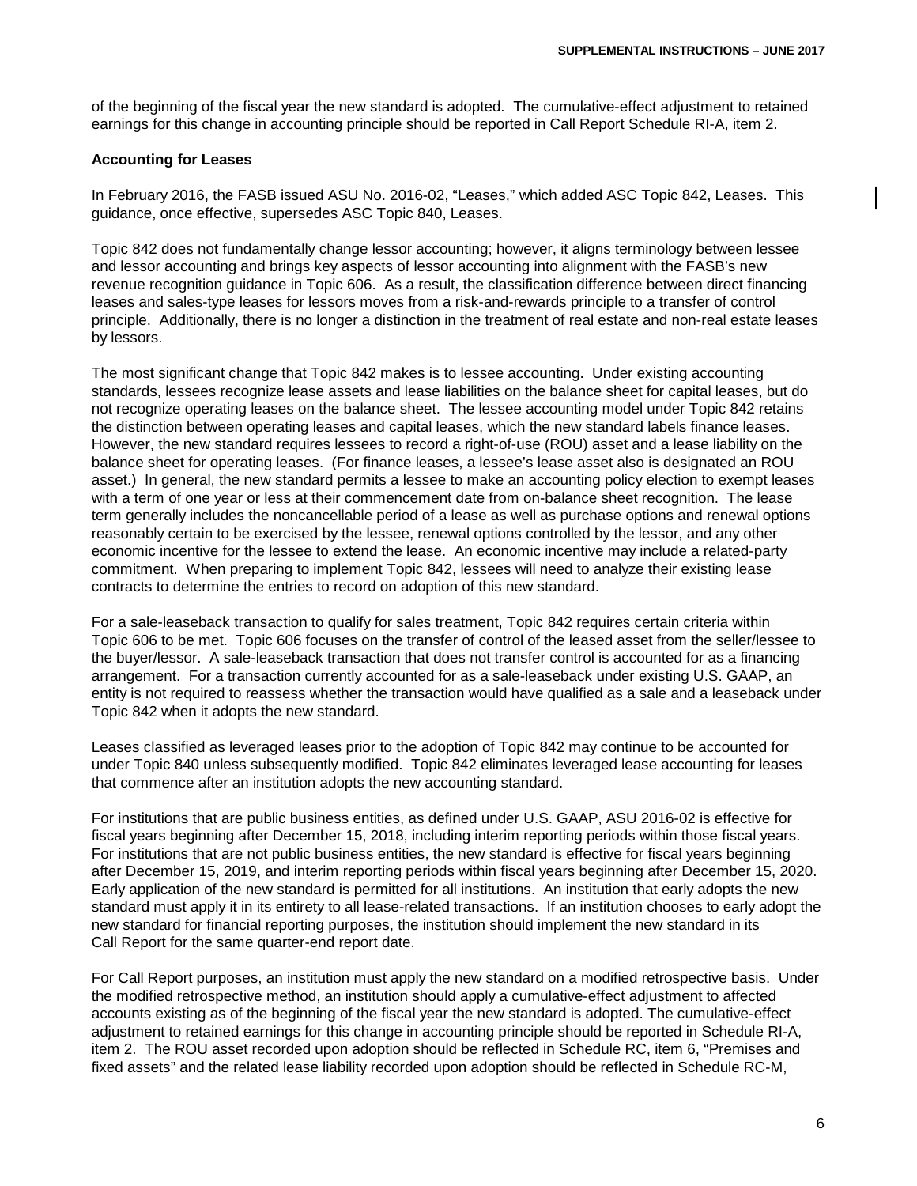of the beginning of the fiscal year the new standard is adopted. The cumulative-effect adjustment to retained earnings for this change in accounting principle should be reported in Call Report Schedule RI-A, item 2.

**Accounting for Leases**

In February 2016, the FASB issued ASU No. 2016-02, "Leases," which added ASC Topic 842, Leases. This guidance, once effective, supersedes ASC Topic 840, Leases.

Topic 842 does not fundamentally change lessor accounting; however, it aligns terminology between lessee and lessor accounting and brings key aspects of lessor accounting into alignment with the FASB's new revenue recognition guidance in Topic 606. As a result, the classification difference between direct financing leases and sales-type leases for lessors moves from a risk-and-rewards principle to a transfer of control principle. Additionally, there is no longer a distinction in the treatment of real estate and non-real estate leases by lessors.

The most significant change that Topic 842 makes is to lessee accounting. Under existing accounting standards, lessees recognize lease assets and lease liabilities on the balance sheet for capital leases, but do not recognize operating leases on the balance sheet. The lessee accounting model under Topic 842 retains the distinction between operating leases and capital leases, which the new standard labels finance leases. However, the new standard requires lessees to record a right-of-use (ROU) asset and a lease liability on the balance sheet for operating leases. (For finance leases, a lessee's lease asset also is designated an ROU asset.) In general, the new standard permits a lessee to make an accounting policy election to exempt leases with a term of one year or less at their commencement date from on-balance sheet recognition. The lease term generally includes the noncancellable period of a lease as well as purchase options and renewal options reasonably certain to be exercised by the lessee, renewal options controlled by the lessor, and any other economic incentive for the lessee to extend the lease. An economic incentive may include a related-party commitment. When preparing to implement Topic 842, lessees will need to analyze their existing lease contracts to determine the entries to record on adoption of this new standard.

For a sale-leaseback transaction to qualify for sales treatment, Topic 842 requires certain criteria within Topic 606 to be met. Topic 606 focuses on the transfer of control of the leased asset from the seller/lessee to the buyer/lessor. A sale-leaseback transaction that does not transfer control is accounted for as a financing arrangement. For a transaction currently accounted for as a sale-leaseback under existing U.S. GAAP, an entity is not required to reassess whether the transaction would have qualified as a sale and a leaseback under Topic 842 when it adopts the new standard.

Leases classified as leveraged leases prior to the adoption of Topic 842 may continue to be accounted for under Topic 840 unless subsequently modified. Topic 842 eliminates leveraged lease accounting for leases that commence after an institution adopts the new accounting standard.

For institutions that are public business entities, as defined under U.S. GAAP, ASU 2016-02 is effective for fiscal years beginning after December 15, 2018, including interim reporting periods within those fiscal years. For institutions that are not public business entities, the new standard is effective for fiscal years beginning after December 15, 2019, and interim reporting periods within fiscal years beginning after December 15, 2020. Early application of the new standard is permitted for all institutions. An institution that early adopts the new standard must apply it in its entirety to all lease-related transactions. If an institution chooses to early adopt the new standard for financial reporting purposes, the institution should implement the new standard in its Call Report for the same quarter-end report date.

For Call Report purposes, an institution must apply the new standard on a modified retrospective basis. Under the modified retrospective method, an institution should apply a cumulative-effect adjustment to affected accounts existing as of the beginning of the fiscal year the new standard is adopted. The cumulative-effect adjustment to retained earnings for this change in accounting principle should be reported in Schedule RI-A, item 2. The ROU asset recorded upon adoption should be reflected in Schedule RC, item 6, "Premises and fixed assets" and the related lease liability recorded upon adoption should be reflected in Schedule RC-M,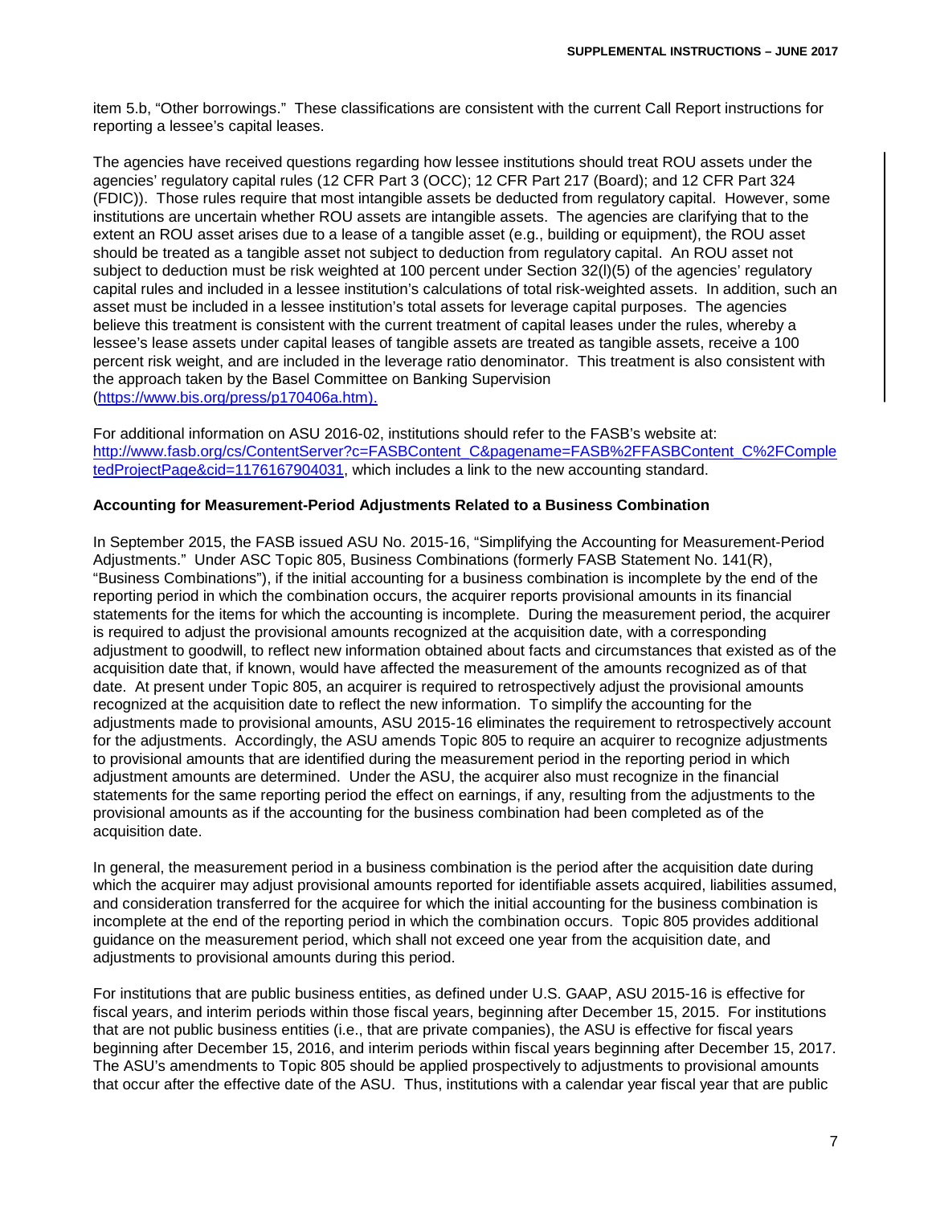item 5.b, "Other borrowings." These classifications are consistent with the current Call Report instructions for reporting a lessee's capital leases.

The agencies have received questions regarding how lessee institutions should treat ROU assets under the agencies' regulatory capital rules (12 CFR Part 3 (OCC); 12 CFR Part 217 (Board); and 12 CFR Part 324 (FDIC)). Those rules require that most intangible assets be deducted from regulatory capital. However, some institutions are uncertain whether ROU assets are intangible assets. The agencies are clarifying that to the extent an ROU asset arises due to a lease of a tangible asset (e.g., building or equipment), the ROU asset should be treated as a tangible asset not subject to deduction from regulatory capital. An ROU asset not subject to deduction must be risk weighted at 100 percent under Section 32(l)(5) of the agencies' regulatory capital rules and included in a lessee institution's calculations of total risk-weighted assets. In addition, such an asset must be included in a lessee institution's total assets for leverage capital purposes. The agencies believe this treatment is consistent with the current treatment of capital leases under the rules, whereby a lessee's lease assets under capital leases of tangible assets are treated as tangible assets, receive a 100 percent risk weight, and are included in the leverage ratio denominator. This treatment is also consistent with the approach taken by the Basel Committee on Banking Supervision (https://www.bis.org/press/p170406a.htm).

For additional information on ASU 2016-02, institutions should refer to the FASB's website at: http://www.fasb.org/cs/ContentServer?c=FASBContent_C&pagename=FASB%2FFASBContent_C%2FCompletedProjectPage&cid=1176167904031, which includes a link to the new accounting standard.

**Accounting for Measurement-Period Adjustments Related to a Business Combination**

In September 2015, the FASB issued ASU No. 2015-16, "Simplifying the Accounting for Measurement-Period Adjustments." Under ASC Topic 805, Business Combinations (formerly FASB Statement No. 141(R), "Business Combinations"), if the initial accounting for a business combination is incomplete by the end of the reporting period in which the combination occurs, the acquirer reports provisional amounts in its financial statements for the items for which the accounting is incomplete. During the measurement period, the acquirer is required to adjust the provisional amounts recognized at the acquisition date, with a corresponding adjustment to goodwill, to reflect new information obtained about facts and circumstances that existed as of the acquisition date that, if known, would have affected the measurement of the amounts recognized as of that date. At present under Topic 805, an acquirer is required to retrospectively adjust the provisional amounts recognized at the acquisition date to reflect the new information. To simplify the accounting for the adjustments made to provisional amounts, ASU 2015-16 eliminates the requirement to retrospectively account for the adjustments. Accordingly, the ASU amends Topic 805 to require an acquirer to recognize adjustments to provisional amounts that are identified during the measurement period in the reporting period in which adjustment amounts are determined. Under the ASU, the acquirer also must recognize in the financial statements for the same reporting period the effect on earnings, if any, resulting from the adjustments to the provisional amounts as if the accounting for the business combination had been completed as of the acquisition date.

In general, the measurement period in a business combination is the period after the acquisition date during which the acquirer may adjust provisional amounts reported for identifiable assets acquired, liabilities assumed, and consideration transferred for the acquiree for which the initial accounting for the business combination is incomplete at the end of the reporting period in which the combination occurs. Topic 805 provides additional guidance on the measurement period, which shall not exceed one year from the acquisition date, and adjustments to provisional amounts during this period.

For institutions that are public business entities, as defined under U.S. GAAP, ASU 2015-16 is effective for fiscal years, and interim periods within those fiscal years, beginning after December 15, 2015. For institutions that are not public business entities (i.e., that are private companies), the ASU is effective for fiscal years beginning after December 15, 2016, and interim periods within fiscal years beginning after December 15, 2017. The ASU's amendments to Topic 805 should be applied prospectively to adjustments to provisional amounts that occur after the effective date of the ASU. Thus, institutions with a calendar year fiscal year that are public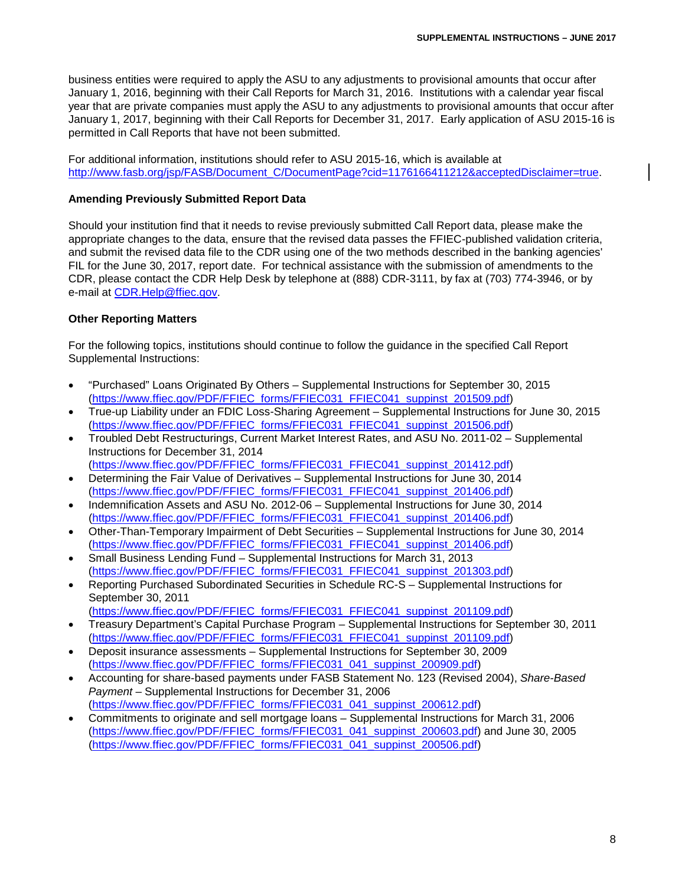business entities were required to apply the ASU to any adjustments to provisional amounts that occur after January 1, 2016, beginning with their Call Reports for March 31, 2016. Institutions with a calendar year fiscal year that are private companies must apply the ASU to any adjustments to provisional amounts that occur after January 1, 2017, beginning with their Call Reports for December 31, 2017. Early application of ASU 2015-16 is permitted in Call Reports that have not been submitted.

For additional information, institutions should refer to ASU 2015-16, which is available at http://www.fasb.org/jsp/FASB/Document_C/DocumentPage?cid=1176166411212&acceptedDisclaimer=true.

**Amending Previously Submitted Report Data**

Should your institution find that it needs to revise previously submitted Call Report data, please make the appropriate changes to the data, ensure that the revised data passes the FFIEC-published validation criteria, and submit the revised data file to the CDR using one of the two methods described in the banking agencies' FIL for the June 30, 2017, report date. For technical assistance with the submission of amendments to the CDR, please contact the CDR Help Desk by telephone at (888) CDR-3111, by fax at (703) 774-3946, or by e-mail at CDR.Help@ffiec.gov.

**Other Reporting Matters**

For the following topics, institutions should continue to follow the guidance in the specified Call Report Supplemental Instructions:

- "Purchased" Loans Originated By Others – Supplemental Instructions for September 30, 2015 (https://www.ffiec.gov/PDF/FFIEC_forms/FFIEC031_FFIEC041_suppinst_201509.pdf)
- True-up Liability under an FDIC Loss-Sharing Agreement – Supplemental Instructions for June 30, 2015 (https://www.ffiec.gov/PDF/FFIEC_forms/FFIEC031_FFIEC041_suppinst_201506.pdf)
- Troubled Debt Restructurings, Current Market Interest Rates, and ASU No. 2011-02 – Supplemental Instructions for December 31, 2014 (https://www.ffiec.gov/PDF/FFIEC_forms/FFIEC031_FFIEC041_suppinst_201412.pdf)
- Determining the Fair Value of Derivatives – Supplemental Instructions for June 30, 2014 (https://www.ffiec.gov/PDF/FFIEC_forms/FFIEC031_FFIEC041_suppinst_201406.pdf)
- Indemnification Assets and ASU No. 2012-06 – Supplemental Instructions for June 30, 2014 (https://www.ffiec.gov/PDF/FFIEC_forms/FFIEC031_FFIEC041_suppinst_201406.pdf)
- Other-Than-Temporary Impairment of Debt Securities – Supplemental Instructions for June 30, 2014 (https://www.ffiec.gov/PDF/FFIEC_forms/FFIEC031_FFIEC041_suppinst_201406.pdf)
- Small Business Lending Fund – Supplemental Instructions for March 31, 2013 (https://www.ffiec.gov/PDF/FFIEC_forms/FFIEC031_FFIEC041_suppinst_201303.pdf)
- Reporting Purchased Subordinated Securities in Schedule RC-S – Supplemental Instructions for September 30, 2011 (https://www.ffiec.gov/PDF/FFIEC_forms/FFIEC031_FFIEC041_suppinst_201109.pdf)
- Treasury Department's Capital Purchase Program – Supplemental Instructions for September 30, 2011 (https://www.ffiec.gov/PDF/FFIEC_forms/FFIEC031_FFIEC041_suppinst_201109.pdf)
- Deposit insurance assessments – Supplemental Instructions for September 30, 2009 (https://www.ffiec.gov/PDF/FFIEC_forms/FFIEC031_041_suppinst_200909.pdf)
- Accounting for share-based payments under FASB Statement No. 123 (Revised 2004), *Share-Based Payment* – Supplemental Instructions for December 31, 2006 (https://www.ffiec.gov/PDF/FFIEC_forms/FFIEC031_041_suppinst_200612.pdf)
- Commitments to originate and sell mortgage loans – Supplemental Instructions for March 31, 2006 (https://www.ffiec.gov/PDF/FFIEC_forms/FFIEC031_041_suppinst_200603.pdf) and June 30, 2005 (https://www.ffiec.gov/PDF/FFIEC_forms/FFIEC031_041_suppinst_200506.pdf)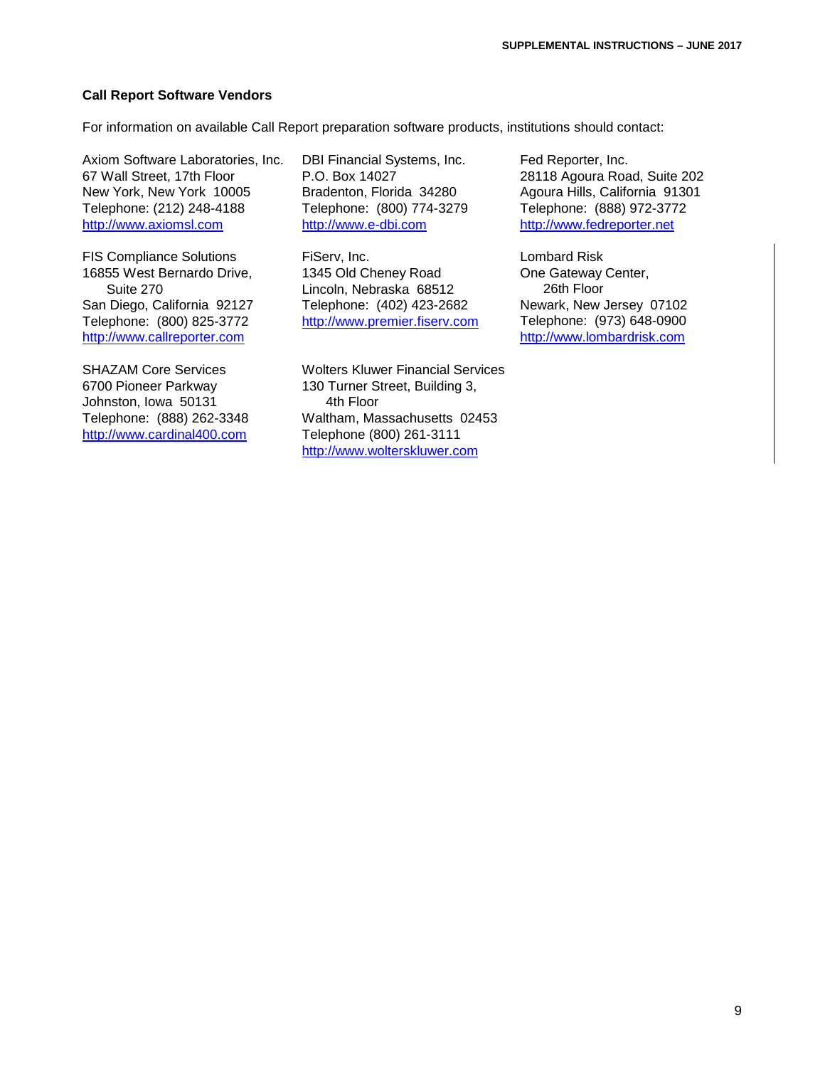**Call Report Software Vendors**

For information on available Call Report preparation software products, institutions should contact:

Axiom Software Laboratories, Inc.
67 Wall Street, 17th Floor
New York, New York 10005
Telephone: (212) 248-4188
http://www.axiomsl.com

DBI Financial Systems, Inc.
P.O. Box 14027
Bradenton, Florida 34280
Telephone: (800) 774-3279
http://www.e-dbi.com

Fed Reporter, Inc.
28118 Agoura Road, Suite 202
Agoura Hills, California 91301
Telephone: (888) 972-3772
http://www.fedreporter.net

FIS Compliance Solutions
16855 West Bernardo Drive,
Suite 270
San Diego, California 92127
Telephone: (800) 825-3772
http://www.callreporter.com

FiServ, Inc.
1345 Old Cheney Road
Lincoln, Nebraska 68512
Telephone: (402) 423-2682
http://www.premier.fiserv.com

Lombard Risk
One Gateway Center,
26th Floor
Newark, New Jersey 07102
Telephone: (973) 648-0900
http://www.lombardrisk.com

SHAZAM Core Services
6700 Pioneer Parkway
Johnston, Iowa 50131
Telephone: (888) 262-3348
http://www.cardinal400.com

Wolters Kluwer Financial Services
130 Turner Street, Building 3,
4th Floor
Waltham, Massachusetts 02453
Telephone (800) 261-3111
http://www.wolterskluwer.com